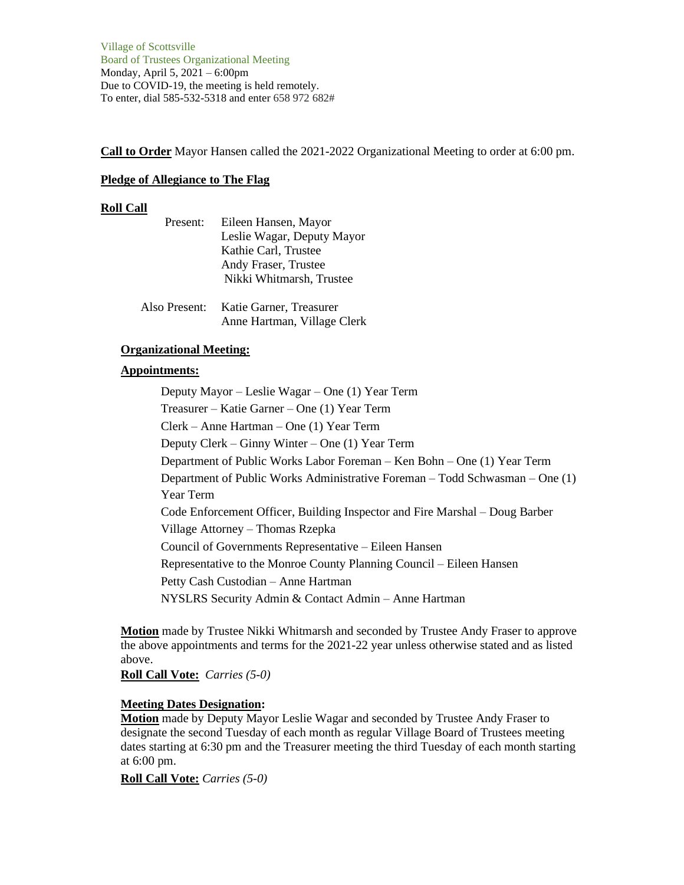Village of Scottsville
Board of Trustees Organizational Meeting
Monday, April 5, 2021 – 6:00pm
Due to COVID-19, the meeting is held remotely.
To enter, dial 585-532-5318 and enter 658 972 682#

**Call to Order** Mayor Hansen called the 2021-2022 Organizational Meeting to order at 6:00 pm.

**Pledge of Allegiance to The Flag**

**Roll Call**

Present: Eileen Hansen, Mayor
Leslie Wagar, Deputy Mayor
Kathie Carl, Trustee
Andy Fraser, Trustee
Nikki Whitmarsh, Trustee

Also Present: Katie Garner, Treasurer
Anne Hartman, Village Clerk

**Organizational Meeting:**

**Appointments:**

Deputy Mayor – Leslie Wagar – One (1) Year Term
Treasurer – Katie Garner – One (1) Year Term
Clerk – Anne Hartman – One (1) Year Term
Deputy Clerk – Ginny Winter – One (1) Year Term
Department of Public Works Labor Foreman – Ken Bohn – One (1) Year Term
Department of Public Works Administrative Foreman – Todd Schwasman – One (1) Year Term
Code Enforcement Officer, Building Inspector and Fire Marshal – Doug Barber
Village Attorney – Thomas Rzepka
Council of Governments Representative – Eileen Hansen
Representative to the Monroe County Planning Council – Eileen Hansen
Petty Cash Custodian – Anne Hartman
NYSLRS Security Admin & Contact Admin – Anne Hartman

**Motion** made by Trustee Nikki Whitmarsh and seconded by Trustee Andy Fraser to approve the above appointments and terms for the 2021-22 year unless otherwise stated and as listed above.
**Roll Call Vote:** *Carries (5-0)*

**Meeting Dates Designation:**
**Motion** made by Deputy Mayor Leslie Wagar and seconded by Trustee Andy Fraser to designate the second Tuesday of each month as regular Village Board of Trustees meeting dates starting at 6:30 pm and the Treasurer meeting the third Tuesday of each month starting at 6:00 pm.
**Roll Call Vote:** *Carries (5-0)*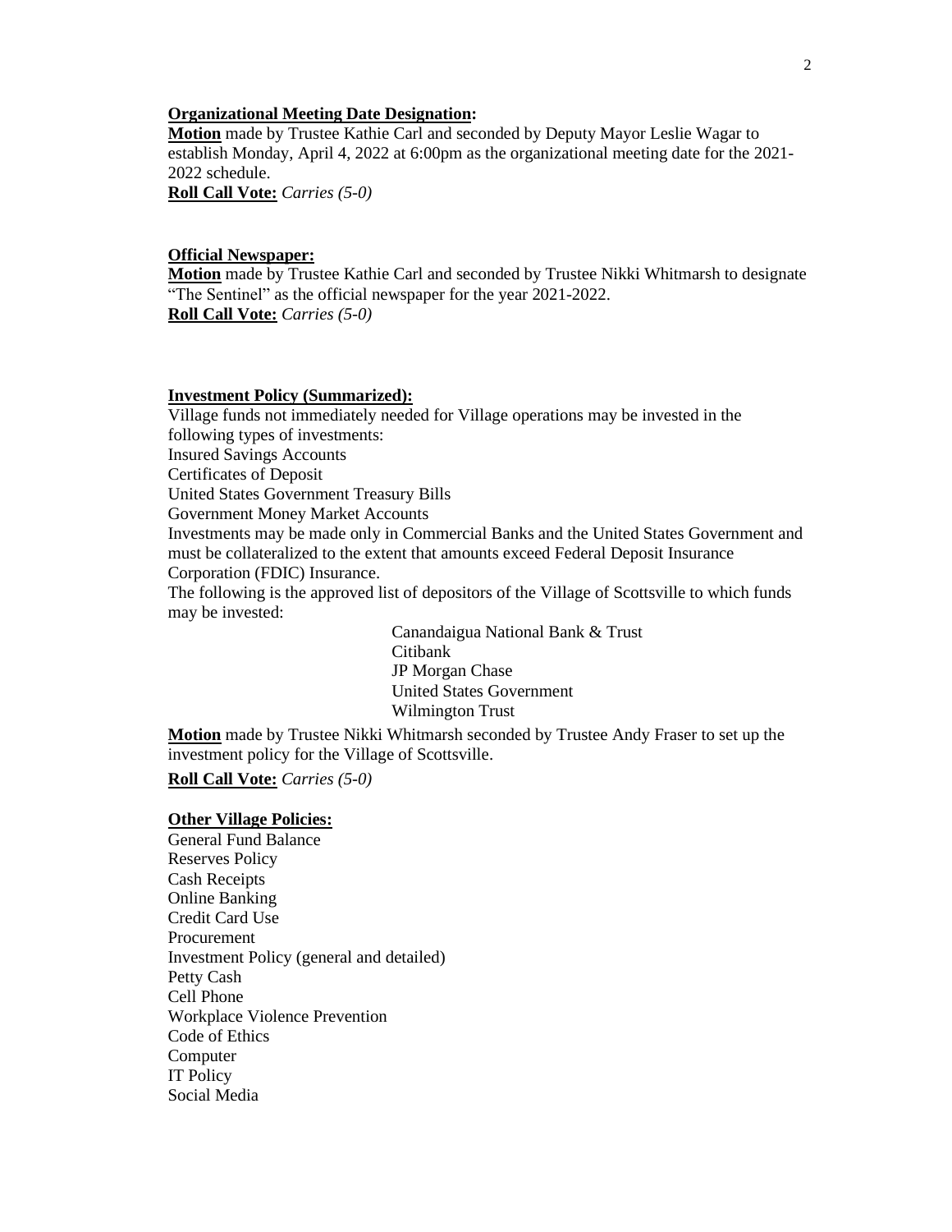**Organizational Meeting Date Designation:**

**Motion** made by Trustee Kathie Carl and seconded by Deputy Mayor Leslie Wagar to establish Monday, April 4, 2022 at 6:00pm as the organizational meeting date for the 2021-2022 schedule.

**Roll Call Vote:** *Carries (5-0)*

**Official Newspaper:**

**Motion** made by Trustee Kathie Carl and seconded by Trustee Nikki Whitmarsh to designate "The Sentinel" as the official newspaper for the year 2021-2022.

**Roll Call Vote:** *Carries (5-0)*

**Investment Policy (Summarized):**

Village funds not immediately needed for Village operations may be invested in the following types of investments:

Insured Savings Accounts
Certificates of Deposit
United States Government Treasury Bills
Government Money Market Accounts

Investments may be made only in Commercial Banks and the United States Government and must be collateralized to the extent that amounts exceed Federal Deposit Insurance Corporation (FDIC) Insurance.

The following is the approved list of depositors of the Village of Scottsville to which funds may be invested:

Canandaigua National Bank & Trust
Citibank
JP Morgan Chase
United States Government
Wilmington Trust

**Motion** made by Trustee Nikki Whitmarsh seconded by Trustee Andy Fraser to set up the investment policy for the Village of Scottsville.

**Roll Call Vote:** *Carries (5-0)*

**Other Village Policies:**

General Fund Balance
Reserves Policy
Cash Receipts
Online Banking
Credit Card Use
Procurement
Investment Policy (general and detailed)
Petty Cash
Cell Phone
Workplace Violence Prevention
Code of Ethics
Computer
IT Policy
Social Media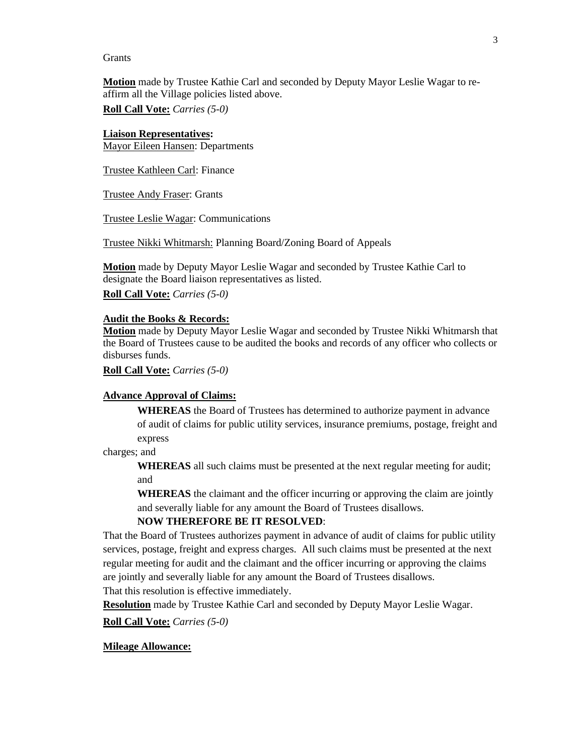Grants

**Motion** made by Trustee Kathie Carl and seconded by Deputy Mayor Leslie Wagar to re-affirm all the Village policies listed above.

**Roll Call Vote:** *Carries (5-0)*

**Liaison Representatives:**

Mayor Eileen Hansen: Departments

Trustee Kathleen Carl: Finance

Trustee Andy Fraser: Grants

Trustee Leslie Wagar: Communications

Trustee Nikki Whitmarsh: Planning Board/Zoning Board of Appeals

**Motion** made by Deputy Mayor Leslie Wagar and seconded by Trustee Kathie Carl to designate the Board liaison representatives as listed.

**Roll Call Vote:** *Carries (5-0)*

**Audit the Books & Records:**

**Motion** made by Deputy Mayor Leslie Wagar and seconded by Trustee Nikki Whitmarsh that the Board of Trustees cause to be audited the books and records of any officer who collects or disburses funds.

**Roll Call Vote:** *Carries (5-0)*

**Advance Approval of Claims:**

**WHEREAS** the Board of Trustees has determined to authorize payment in advance of audit of claims for public utility services, insurance premiums, postage, freight and express charges; and

**WHEREAS** all such claims must be presented at the next regular meeting for audit; and

**WHEREAS** the claimant and the officer incurring or approving the claim are jointly and severally liable for any amount the Board of Trustees disallows.

**NOW THEREFORE BE IT RESOLVED**:

That the Board of Trustees authorizes payment in advance of audit of claims for public utility services, postage, freight and express charges. All such claims must be presented at the next regular meeting for audit and the claimant and the officer incurring or approving the claims are jointly and severally liable for any amount the Board of Trustees disallows.

That this resolution is effective immediately.

**Resolution** made by Trustee Kathie Carl and seconded by Deputy Mayor Leslie Wagar.

**Roll Call Vote:** *Carries (5-0)*

**Mileage Allowance:**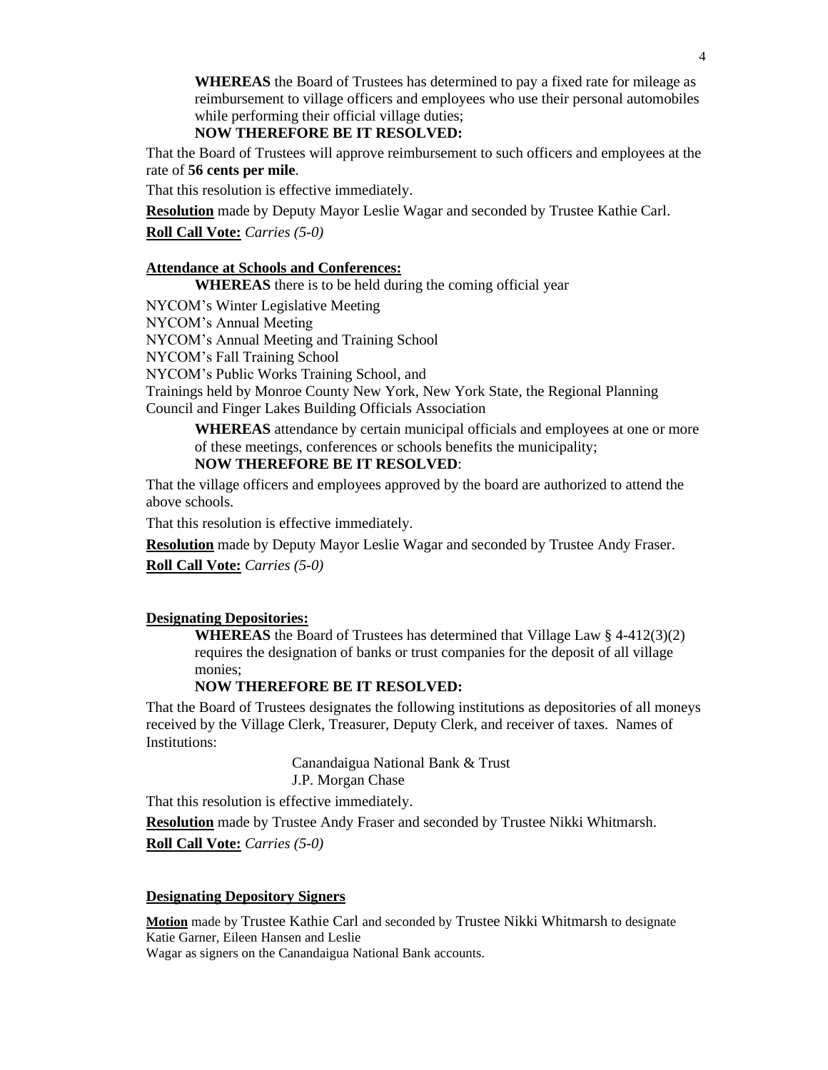**WHEREAS** the Board of Trustees has determined to pay a fixed rate for mileage as reimbursement to village officers and employees who use their personal automobiles while performing their official village duties;

**NOW THEREFORE BE IT RESOLVED:**

That the Board of Trustees will approve reimbursement to such officers and employees at the rate of **56 cents per mile**.

That this resolution is effective immediately.

**Resolution** made by Deputy Mayor Leslie Wagar and seconded by Trustee Kathie Carl.

**Roll Call Vote:** *Carries (5-0)*

**Attendance at Schools and Conferences:**

**WHEREAS** there is to be held during the coming official year

NYCOM's Winter Legislative Meeting
NYCOM's Annual Meeting
NYCOM's Annual Meeting and Training School
NYCOM's Fall Training School
NYCOM's Public Works Training School, and
Trainings held by Monroe County New York, New York State, the Regional Planning Council and Finger Lakes Building Officials Association

**WHEREAS** attendance by certain municipal officials and employees at one or more of these meetings, conferences or schools benefits the municipality;

**NOW THEREFORE BE IT RESOLVED**:

That the village officers and employees approved by the board are authorized to attend the above schools.

That this resolution is effective immediately.

**Resolution** made by Deputy Mayor Leslie Wagar and seconded by Trustee Andy Fraser.

**Roll Call Vote:** *Carries (5-0)*

**Designating Depositories:**

**WHEREAS** the Board of Trustees has determined that Village Law § 4-412(3)(2) requires the designation of banks or trust companies for the deposit of all village monies;

**NOW THEREFORE BE IT RESOLVED:**

That the Board of Trustees designates the following institutions as depositories of all moneys received by the Village Clerk, Treasurer, Deputy Clerk, and receiver of taxes. Names of Institutions:

Canandaigua National Bank & Trust
J.P. Morgan Chase

That this resolution is effective immediately.

**Resolution** made by Trustee Andy Fraser and seconded by Trustee Nikki Whitmarsh.

**Roll Call Vote:** *Carries (5-0)*

**Designating Depository Signers**

**Motion** made by Trustee Kathie Carl and seconded by Trustee Nikki Whitmarsh to designate Katie Garner, Eileen Hansen and Leslie Wagar as signers on the Canandaigua National Bank accounts.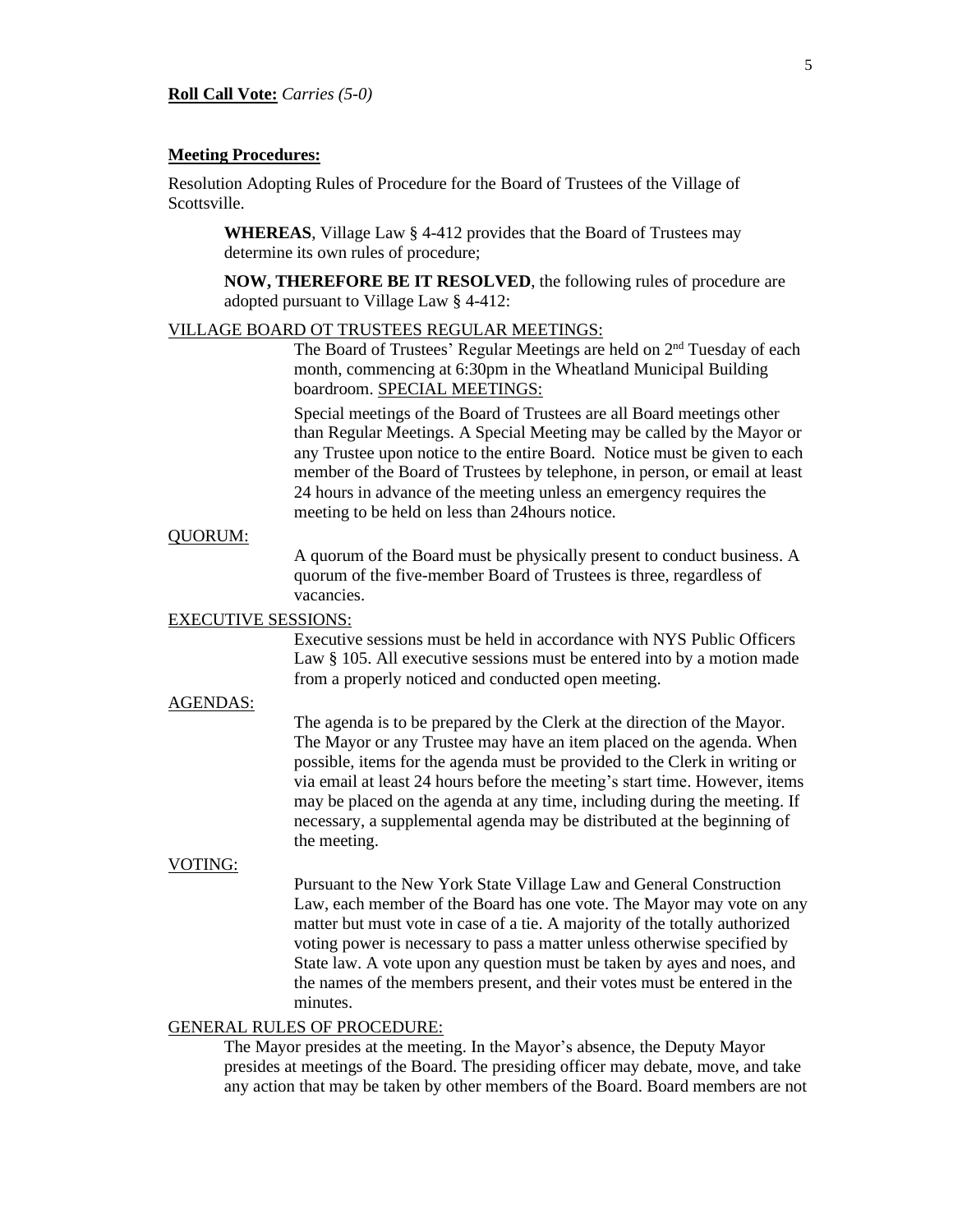**Roll Call Vote:** *Carries (5-0)*

**Meeting Procedures:**

Resolution Adopting Rules of Procedure for the Board of Trustees of the Village of Scottsville.

**WHEREAS**, Village Law § 4-412 provides that the Board of Trustees may determine its own rules of procedure;

**NOW, THEREFORE BE IT RESOLVED**, the following rules of procedure are adopted pursuant to Village Law § 4-412:

VILLAGE BOARD OT TRUSTEES REGULAR MEETINGS:

The Board of Trustees' Regular Meetings are held on 2nd Tuesday of each month, commencing at 6:30pm in the Wheatland Municipal Building boardroom. SPECIAL MEETINGS:

Special meetings of the Board of Trustees are all Board meetings other than Regular Meetings. A Special Meeting may be called by the Mayor or any Trustee upon notice to the entire Board. Notice must be given to each member of the Board of Trustees by telephone, in person, or email at least 24 hours in advance of the meeting unless an emergency requires the meeting to be held on less than 24hours notice.

QUORUM:

A quorum of the Board must be physically present to conduct business. A quorum of the five-member Board of Trustees is three, regardless of vacancies.

EXECUTIVE SESSIONS:

Executive sessions must be held in accordance with NYS Public Officers Law § 105. All executive sessions must be entered into by a motion made from a properly noticed and conducted open meeting.

AGENDAS:

The agenda is to be prepared by the Clerk at the direction of the Mayor. The Mayor or any Trustee may have an item placed on the agenda. When possible, items for the agenda must be provided to the Clerk in writing or via email at least 24 hours before the meeting's start time. However, items may be placed on the agenda at any time, including during the meeting. If necessary, a supplemental agenda may be distributed at the beginning of the meeting.

VOTING:

Pursuant to the New York State Village Law and General Construction Law, each member of the Board has one vote. The Mayor may vote on any matter but must vote in case of a tie. A majority of the totally authorized voting power is necessary to pass a matter unless otherwise specified by State law. A vote upon any question must be taken by ayes and noes, and the names of the members present, and their votes must be entered in the minutes.

GENERAL RULES OF PROCEDURE:

The Mayor presides at the meeting. In the Mayor's absence, the Deputy Mayor presides at meetings of the Board. The presiding officer may debate, move, and take any action that may be taken by other members of the Board. Board members are not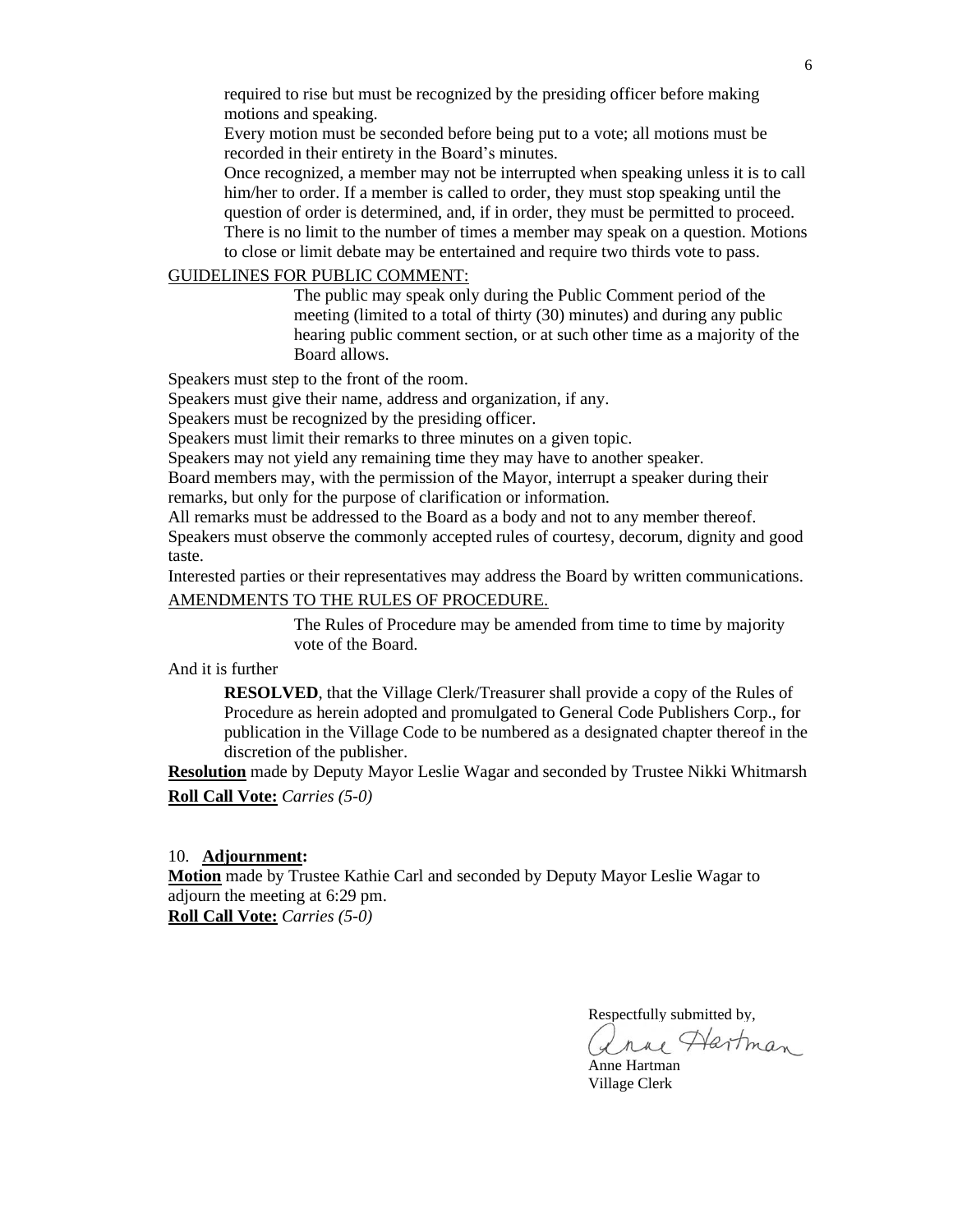required to rise but must be recognized by the presiding officer before making motions and speaking.

Every motion must be seconded before being put to a vote; all motions must be recorded in their entirety in the Board's minutes.

Once recognized, a member may not be interrupted when speaking unless it is to call him/her to order. If a member is called to order, they must stop speaking until the question of order is determined, and, if in order, they must be permitted to proceed. There is no limit to the number of times a member may speak on a question. Motions to close or limit debate may be entertained and require two thirds vote to pass.

GUIDELINES FOR PUBLIC COMMENT:

The public may speak only during the Public Comment period of the meeting (limited to a total of thirty (30) minutes) and during any public hearing public comment section, or at such other time as a majority of the Board allows.

Speakers must step to the front of the room.

Speakers must give their name, address and organization, if any.

Speakers must be recognized by the presiding officer.

Speakers must limit their remarks to three minutes on a given topic.

Speakers may not yield any remaining time they may have to another speaker.

Board members may, with the permission of the Mayor, interrupt a speaker during their remarks, but only for the purpose of clarification or information.

All remarks must be addressed to the Board as a body and not to any member thereof.

Speakers must observe the commonly accepted rules of courtesy, decorum, dignity and good taste.

Interested parties or their representatives may address the Board by written communications.

AMENDMENTS TO THE RULES OF PROCEDURE.

The Rules of Procedure may be amended from time to time by majority vote of the Board.

And it is further

**RESOLVED**, that the Village Clerk/Treasurer shall provide a copy of the Rules of Procedure as herein adopted and promulgated to General Code Publishers Corp., for publication in the Village Code to be numbered as a designated chapter thereof in the discretion of the publisher.

**Resolution** made by Deputy Mayor Leslie Wagar and seconded by Trustee Nikki Whitmarsh

**Roll Call Vote:** *Carries (5-0)*

10. **Adjournment:**

**Motion** made by Trustee Kathie Carl and seconded by Deputy Mayor Leslie Wagar to adjourn the meeting at 6:29 pm.

**Roll Call Vote:** *Carries (5-0)*

Respectfully submitted by,

Anne Hartman

Anne Hartman
Village Clerk